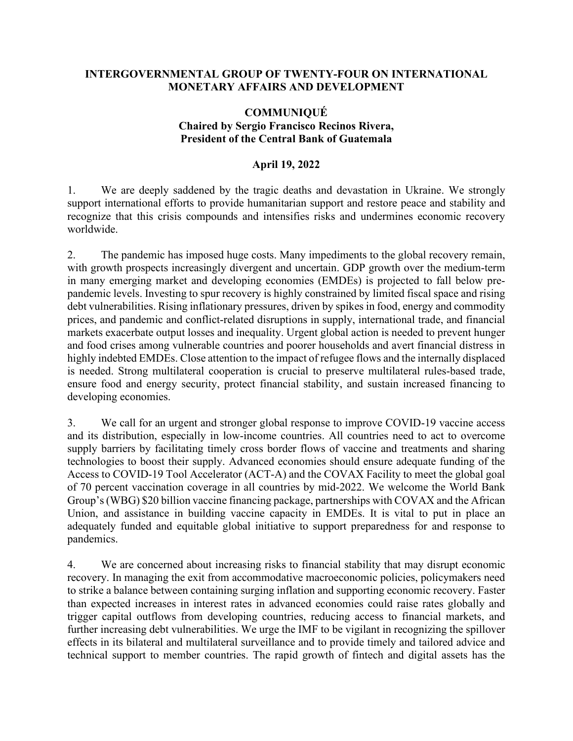# INTERGOVERNMENTAL GROUP OF TWENTY-FOUR ON INTERNATIONAL MONETARY AFFAIRS AND DEVELOPMENT

## COMMUNIQUÉ

**Chaired by Sergio Francisco Recinos Rivera,**
**President of the Central Bank of Guatemala**

**April 19, 2022**

1. We are deeply saddened by the tragic deaths and devastation in Ukraine. We strongly support international efforts to provide humanitarian support and restore peace and stability and recognize that this crisis compounds and intensifies risks and undermines economic recovery worldwide.

2. The pandemic has imposed huge costs. Many impediments to the global recovery remain, with growth prospects increasingly divergent and uncertain. GDP growth over the medium-term in many emerging market and developing economies (EMDEs) is projected to fall below pre-pandemic levels. Investing to spur recovery is highly constrained by limited fiscal space and rising debt vulnerabilities. Rising inflationary pressures, driven by spikes in food, energy and commodity prices, and pandemic and conflict-related disruptions in supply, international trade, and financial markets exacerbate output losses and inequality. Urgent global action is needed to prevent hunger and food crises among vulnerable countries and poorer households and avert financial distress in highly indebted EMDEs. Close attention to the impact of refugee flows and the internally displaced is needed. Strong multilateral cooperation is crucial to preserve multilateral rules-based trade, ensure food and energy security, protect financial stability, and sustain increased financing to developing economies.

3. We call for an urgent and stronger global response to improve COVID-19 vaccine access and its distribution, especially in low-income countries. All countries need to act to overcome supply barriers by facilitating timely cross border flows of vaccine and treatments and sharing technologies to boost their supply. Advanced economies should ensure adequate funding of the Access to COVID-19 Tool Accelerator (ACT-A) and the COVAX Facility to meet the global goal of 70 percent vaccination coverage in all countries by mid-2022. We welcome the World Bank Group's (WBG) $20 billion vaccine financing package, partnerships with COVAX and the African Union, and assistance in building vaccine capacity in EMDEs. It is vital to put in place an adequately funded and equitable global initiative to support preparedness for and response to pandemics.

4. We are concerned about increasing risks to financial stability that may disrupt economic recovery. In managing the exit from accommodative macroeconomic policies, policymakers need to strike a balance between containing surging inflation and supporting economic recovery. Faster than expected increases in interest rates in advanced economies could raise rates globally and trigger capital outflows from developing countries, reducing access to financial markets, and further increasing debt vulnerabilities. We urge the IMF to be vigilant in recognizing the spillover effects in its bilateral and multilateral surveillance and to provide timely and tailored advice and technical support to member countries. The rapid growth of fintech and digital assets has the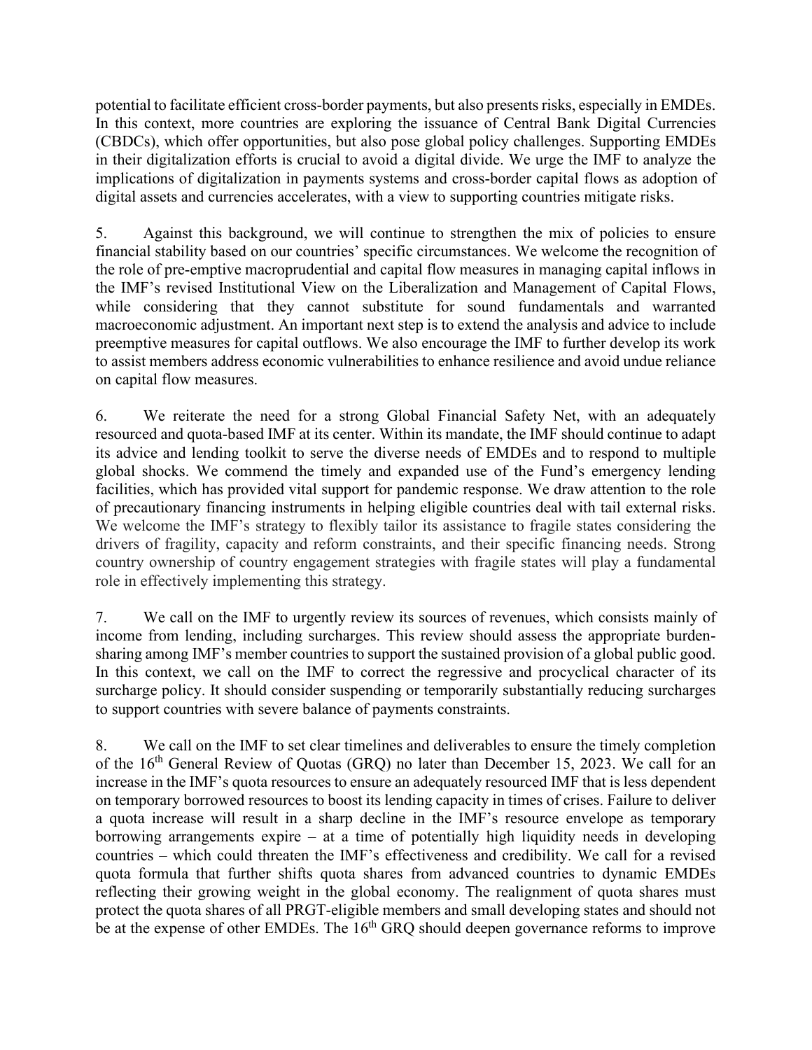potential to facilitate efficient cross-border payments, but also presents risks, especially in EMDEs. In this context, more countries are exploring the issuance of Central Bank Digital Currencies (CBDCs), which offer opportunities, but also pose global policy challenges. Supporting EMDEs in their digitalization efforts is crucial to avoid a digital divide. We urge the IMF to analyze the implications of digitalization in payments systems and cross-border capital flows as adoption of digital assets and currencies accelerates, with a view to supporting countries mitigate risks.

5. Against this background, we will continue to strengthen the mix of policies to ensure financial stability based on our countries' specific circumstances. We welcome the recognition of the role of pre-emptive macroprudential and capital flow measures in managing capital inflows in the IMF's revised Institutional View on the Liberalization and Management of Capital Flows, while considering that they cannot substitute for sound fundamentals and warranted macroeconomic adjustment. An important next step is to extend the analysis and advice to include preemptive measures for capital outflows. We also encourage the IMF to further develop its work to assist members address economic vulnerabilities to enhance resilience and avoid undue reliance on capital flow measures.

6. We reiterate the need for a strong Global Financial Safety Net, with an adequately resourced and quota-based IMF at its center. Within its mandate, the IMF should continue to adapt its advice and lending toolkit to serve the diverse needs of EMDEs and to respond to multiple global shocks. We commend the timely and expanded use of the Fund's emergency lending facilities, which has provided vital support for pandemic response. We draw attention to the role of precautionary financing instruments in helping eligible countries deal with tail external risks. We welcome the IMF's strategy to flexibly tailor its assistance to fragile states considering the drivers of fragility, capacity and reform constraints, and their specific financing needs. Strong country ownership of country engagement strategies with fragile states will play a fundamental role in effectively implementing this strategy.

7. We call on the IMF to urgently review its sources of revenues, which consists mainly of income from lending, including surcharges. This review should assess the appropriate burden-sharing among IMF's member countries to support the sustained provision of a global public good. In this context, we call on the IMF to correct the regressive and procyclical character of its surcharge policy. It should consider suspending or temporarily substantially reducing surcharges to support countries with severe balance of payments constraints.

8. We call on the IMF to set clear timelines and deliverables to ensure the timely completion of the 16th General Review of Quotas (GRQ) no later than December 15, 2023. We call for an increase in the IMF's quota resources to ensure an adequately resourced IMF that is less dependent on temporary borrowed resources to boost its lending capacity in times of crises. Failure to deliver a quota increase will result in a sharp decline in the IMF's resource envelope as temporary borrowing arrangements expire – at a time of potentially high liquidity needs in developing countries – which could threaten the IMF's effectiveness and credibility. We call for a revised quota formula that further shifts quota shares from advanced countries to dynamic EMDEs reflecting their growing weight in the global economy. The realignment of quota shares must protect the quota shares of all PRGT-eligible members and small developing states and should not be at the expense of other EMDEs. The 16th GRQ should deepen governance reforms to improve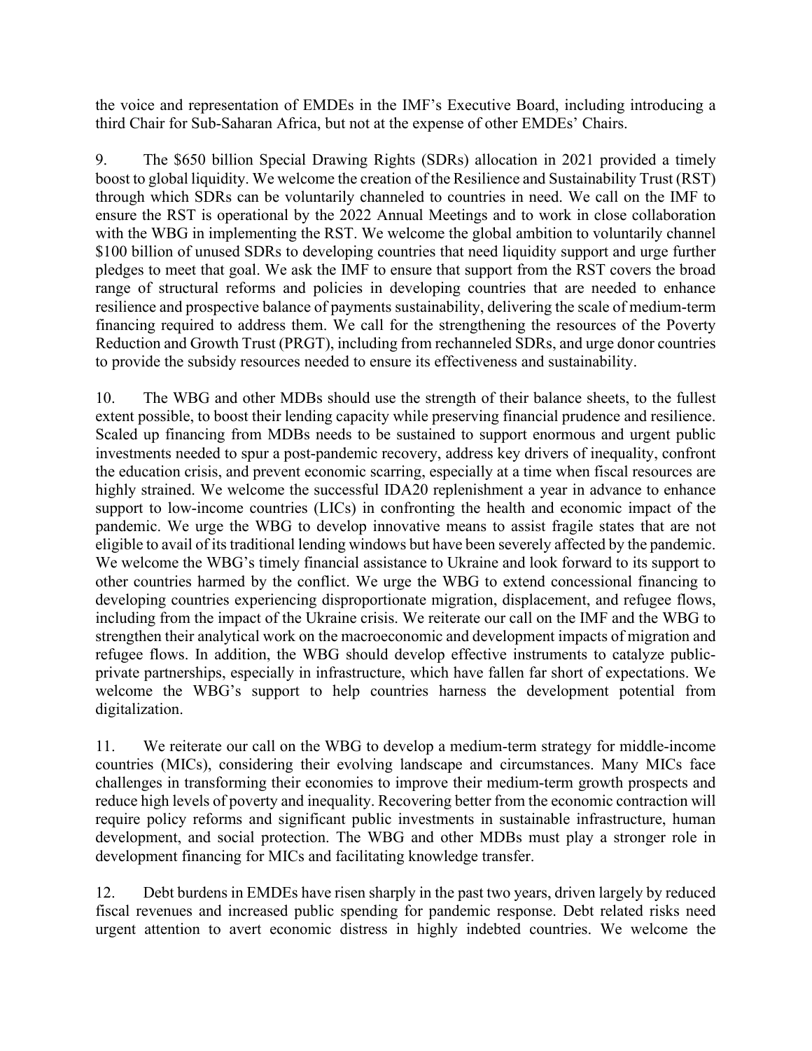the voice and representation of EMDEs in the IMF's Executive Board, including introducing a third Chair for Sub-Saharan Africa, but not at the expense of other EMDEs' Chairs.

9. The $650 billion Special Drawing Rights (SDRs) allocation in 2021 provided a timely boost to global liquidity. We welcome the creation of the Resilience and Sustainability Trust (RST) through which SDRs can be voluntarily channeled to countries in need. We call on the IMF to ensure the RST is operational by the 2022 Annual Meetings and to work in close collaboration with the WBG in implementing the RST. We welcome the global ambition to voluntarily channel $100 billion of unused SDRs to developing countries that need liquidity support and urge further pledges to meet that goal. We ask the IMF to ensure that support from the RST covers the broad range of structural reforms and policies in developing countries that are needed to enhance resilience and prospective balance of payments sustainability, delivering the scale of medium-term financing required to address them. We call for the strengthening the resources of the Poverty Reduction and Growth Trust (PRGT), including from rechanneled SDRs, and urge donor countries to provide the subsidy resources needed to ensure its effectiveness and sustainability.

10. The WBG and other MDBs should use the strength of their balance sheets, to the fullest extent possible, to boost their lending capacity while preserving financial prudence and resilience. Scaled up financing from MDBs needs to be sustained to support enormous and urgent public investments needed to spur a post-pandemic recovery, address key drivers of inequality, confront the education crisis, and prevent economic scarring, especially at a time when fiscal resources are highly strained. We welcome the successful IDA20 replenishment a year in advance to enhance support to low-income countries (LICs) in confronting the health and economic impact of the pandemic. We urge the WBG to develop innovative means to assist fragile states that are not eligible to avail of its traditional lending windows but have been severely affected by the pandemic. We welcome the WBG's timely financial assistance to Ukraine and look forward to its support to other countries harmed by the conflict. We urge the WBG to extend concessional financing to developing countries experiencing disproportionate migration, displacement, and refugee flows, including from the impact of the Ukraine crisis. We reiterate our call on the IMF and the WBG to strengthen their analytical work on the macroeconomic and development impacts of migration and refugee flows. In addition, the WBG should develop effective instruments to catalyze public-private partnerships, especially in infrastructure, which have fallen far short of expectations. We welcome the WBG's support to help countries harness the development potential from digitalization.

11. We reiterate our call on the WBG to develop a medium-term strategy for middle-income countries (MICs), considering their evolving landscape and circumstances. Many MICs face challenges in transforming their economies to improve their medium-term growth prospects and reduce high levels of poverty and inequality. Recovering better from the economic contraction will require policy reforms and significant public investments in sustainable infrastructure, human development, and social protection. The WBG and other MDBs must play a stronger role in development financing for MICs and facilitating knowledge transfer.

12. Debt burdens in EMDEs have risen sharply in the past two years, driven largely by reduced fiscal revenues and increased public spending for pandemic response. Debt related risks need urgent attention to avert economic distress in highly indebted countries. We welcome the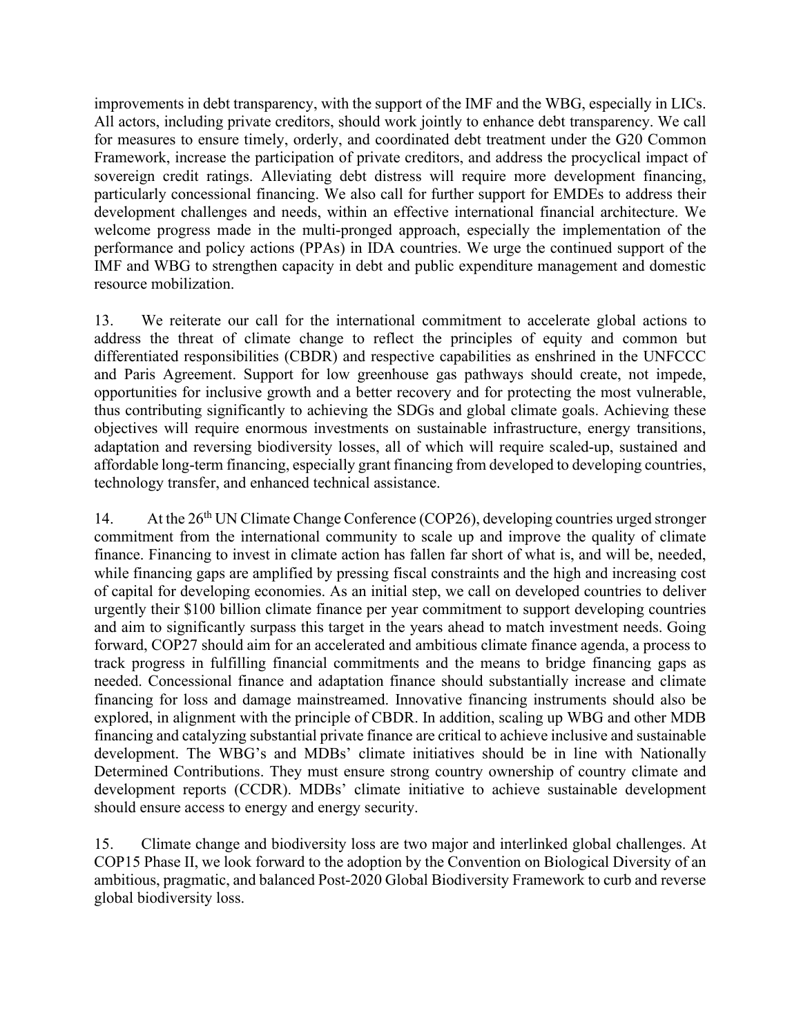improvements in debt transparency, with the support of the IMF and the WBG, especially in LICs. All actors, including private creditors, should work jointly to enhance debt transparency. We call for measures to ensure timely, orderly, and coordinated debt treatment under the G20 Common Framework, increase the participation of private creditors, and address the procyclical impact of sovereign credit ratings. Alleviating debt distress will require more development financing, particularly concessional financing. We also call for further support for EMDEs to address their development challenges and needs, within an effective international financial architecture. We welcome progress made in the multi-pronged approach, especially the implementation of the performance and policy actions (PPAs) in IDA countries. We urge the continued support of the IMF and WBG to strengthen capacity in debt and public expenditure management and domestic resource mobilization.

13. We reiterate our call for the international commitment to accelerate global actions to address the threat of climate change to reflect the principles of equity and common but differentiated responsibilities (CBDR) and respective capabilities as enshrined in the UNFCCC and Paris Agreement. Support for low greenhouse gas pathways should create, not impede, opportunities for inclusive growth and a better recovery and for protecting the most vulnerable, thus contributing significantly to achieving the SDGs and global climate goals. Achieving these objectives will require enormous investments on sustainable infrastructure, energy transitions, adaptation and reversing biodiversity losses, all of which will require scaled-up, sustained and affordable long-term financing, especially grant financing from developed to developing countries, technology transfer, and enhanced technical assistance.

14. At the 26th UN Climate Change Conference (COP26), developing countries urged stronger commitment from the international community to scale up and improve the quality of climate finance. Financing to invest in climate action has fallen far short of what is, and will be, needed, while financing gaps are amplified by pressing fiscal constraints and the high and increasing cost of capital for developing economies. As an initial step, we call on developed countries to deliver urgently their $100 billion climate finance per year commitment to support developing countries and aim to significantly surpass this target in the years ahead to match investment needs. Going forward, COP27 should aim for an accelerated and ambitious climate finance agenda, a process to track progress in fulfilling financial commitments and the means to bridge financing gaps as needed. Concessional finance and adaptation finance should substantially increase and climate financing for loss and damage mainstreamed. Innovative financing instruments should also be explored, in alignment with the principle of CBDR. In addition, scaling up WBG and other MDB financing and catalyzing substantial private finance are critical to achieve inclusive and sustainable development. The WBG's and MDBs' climate initiatives should be in line with Nationally Determined Contributions. They must ensure strong country ownership of country climate and development reports (CCDR). MDBs' climate initiative to achieve sustainable development should ensure access to energy and energy security.

15. Climate change and biodiversity loss are two major and interlinked global challenges. At COP15 Phase II, we look forward to the adoption by the Convention on Biological Diversity of an ambitious, pragmatic, and balanced Post-2020 Global Biodiversity Framework to curb and reverse global biodiversity loss.